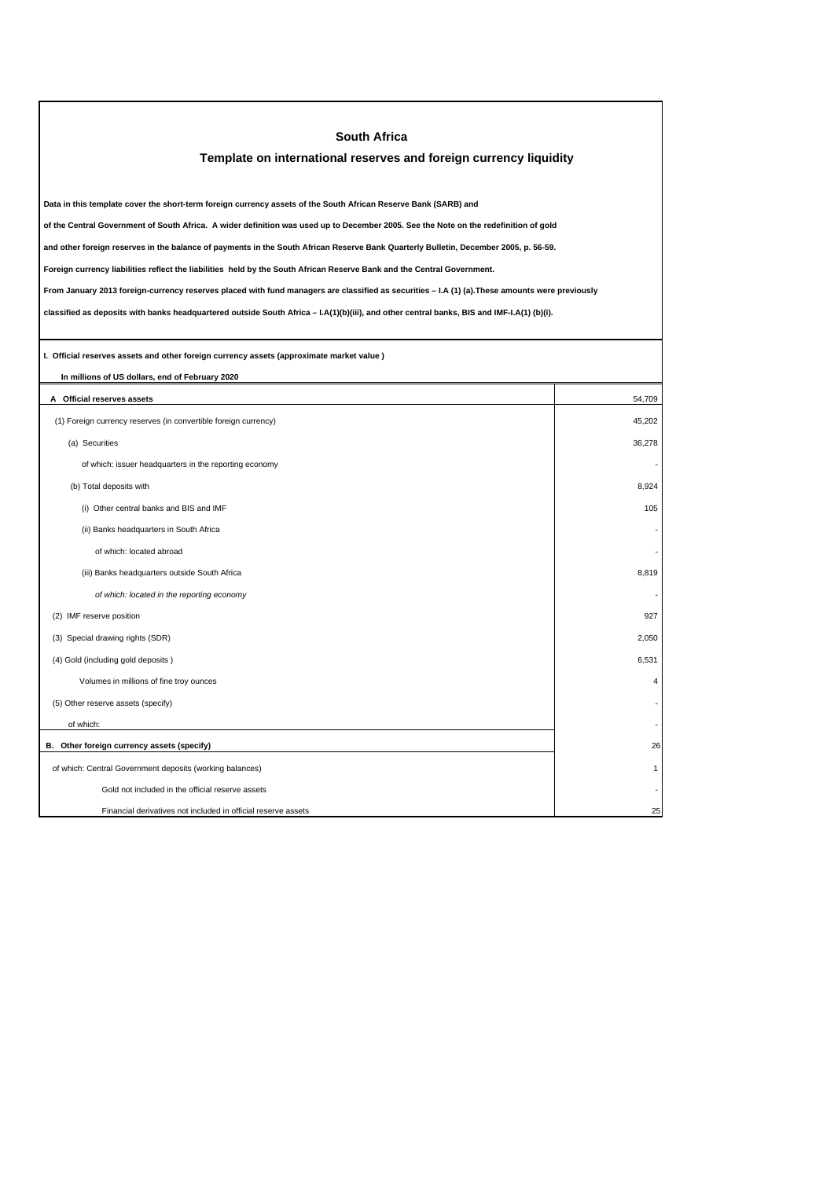# South Africa

## Template on international reserves and foreign currency liquidity

**Data in this template cover the short-term foreign currency assets of the South African Reserve Bank (SARB) and**

**of the Central Government of South Africa. A wider definition was used up to December 2005. See the Note on the redefinition of gold**

**and other foreign reserves in the balance of payments in the South African Reserve Bank Quarterly Bulletin, December 2005, p. 56-59.**

**Foreign currency liabilities reflect the liabilities held by the South African Reserve Bank and the Central Government.**

**From January 2013 foreign-currency reserves placed with fund managers are classified as securities – I.A (1) (a).These amounts were previously**

**classified as deposits with banks headquartered outside South Africa – I.A(1)(b)(iii), and other central banks, BIS and IMF-I.A(1) (b)(i).**

**I. Official reserves assets and other foreign currency assets (approximate market value )**

**In millions of US dollars, end of February 2020**

| | |
|---|---|
| **A Official reserves assets** | 54,709 |
| (1) Foreign currency reserves (in convertible foreign currency) | 45,202 |
| (a) Securities | 36,278 |
| of which: issuer headquarters in the reporting economy | - |
| (b) Total deposits with | 8,924 |
| (i) Other central banks and BIS and IMF | 105 |
| (ii) Banks headquarters in South Africa | - |
| of which: located abroad | - |
| (iii) Banks headquarters outside South Africa | 8,819 |
| *of which: located in the reporting economy* | - |
| (2) IMF reserve position | 927 |
| (3) Special drawing rights (SDR) | 2,050 |
| (4) Gold (including gold deposits ) | 6,531 |
| Volumes in millions of fine troy ounces | 4 |
| (5) Other reserve assets (specify) | - |
| of which: | - |
| **B. Other foreign currency assets (specify)** | 26 |
| of which: Central Government deposits (working balances) | 1 |
| Gold not included in the official reserve assets | - |
| Financial derivatives not included in official reserve assets | 25 |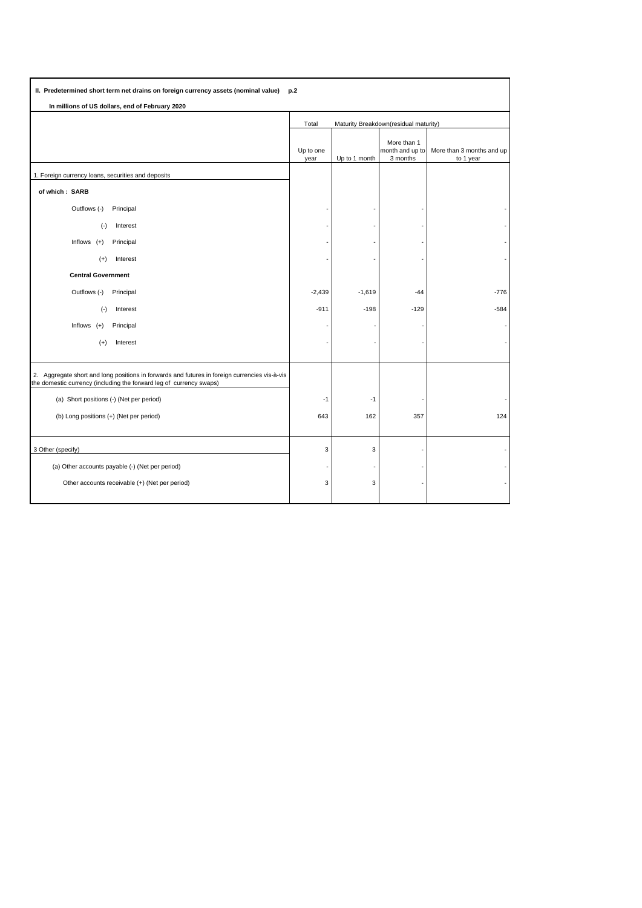**II. Predetermined short term net drains on foreign currency assets (nominal value) p.2**

**In millions of US dollars, end of February 2020**

| | Total | Maturity Breakdown(residual maturity) | | |
|---|---|---|---|---|
| | Up to one year | Up to 1 month | More than 1 month and up to 3 months | More than 3 months and up to 1 year |
| 1. Foreign currency loans, securities and deposits | | | | |
| **of which : SARB** | | | | |
| Outflows (-) Principal | - | - | - | - |
| (-) Interest | - | - | - | - |
| Inflows (+) Principal | - | - | - | - |
| (+) Interest | - | - | - | - |
| **Central Government** | | | | |
| Outflows (-) Principal | -2,439 | -1,619 | -44 | -776 |
| (-) Interest | -911 | -198 | -129 | -584 |
| Inflows (+) Principal | - | - | - | - |
| (+) Interest | - | - | - | - |
| 2. Aggregate short and long positions in forwards and futures in foreign currencies vis-à-vis the domestic currency (including the forward leg of currency swaps) | | | | |
| (a) Short positions (-) (Net per period) | -1 | -1 | - | - |
| (b) Long positions (+) (Net per period) | 643 | 162 | 357 | 124 |
| 3 Other (specify) | 3 | 3 | - | - |
| (a) Other accounts payable (-) (Net per period) | - | - | - | - |
| Other accounts receivable (+) (Net per period) | 3 | 3 | - | - |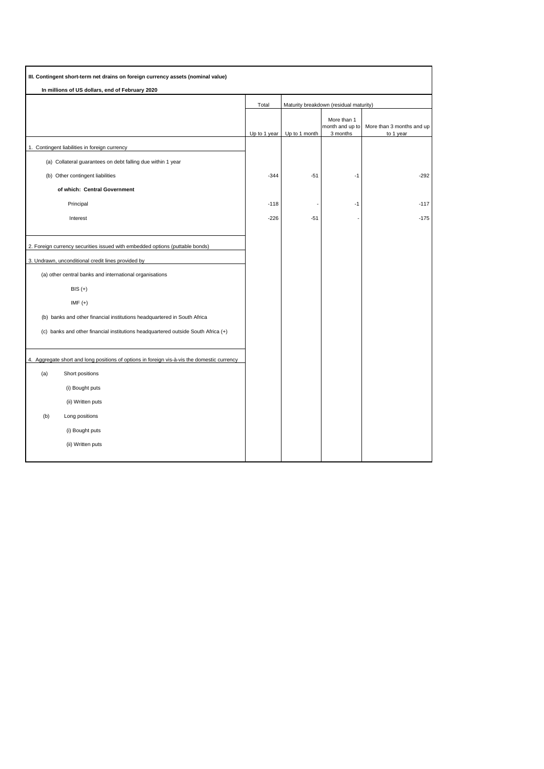**III. Contingent short-term net drains on foreign currency assets (nominal value)**

**In millions of US dollars, end of February 2020**

| | Total | Maturity breakdown (residual maturity) | | |
|---|---|---|---|---|
| | Up to 1 year | Up to 1 month | More than 1 month and up to 3 months | More than 3 months and up to 1 year |
| 1. Contingent liabilities in foreign currency | | | | |
| (a) Collateral guarantees on debt falling due within 1 year | | | | |
| (b) Other contingent liabilities | -344 | -51 | -1 | -292 |
| **of which: Central Government** | | | | |
| Principal | -118 | - | -1 | -117 |
| Interest | -226 | -51 | - | -175 |
| 2. Foreign currency securities issued with embedded options (puttable bonds) | | | | |
| 3. Undrawn, unconditional credit lines provided by | | | | |
| (a) other central banks and international organisations | | | | |
| BIS (+) | | | | |
| IMF (+) | | | | |
| (b) banks and other financial institutions headquartered in South Africa | | | | |
| (c) banks and other financial institutions headquartered outside South Africa (+) | | | | |
| 4. Aggregate short and long positions of options in foreign vis-à-vis the domestic currency | | | | |
| (a) Short positions | | | | |
| (i) Bought puts | | | | |
| (ii) Written puts | | | | |
| (b) Long positions | | | | |
| (i) Bought puts | | | | |
| (ii) Written puts | | | | |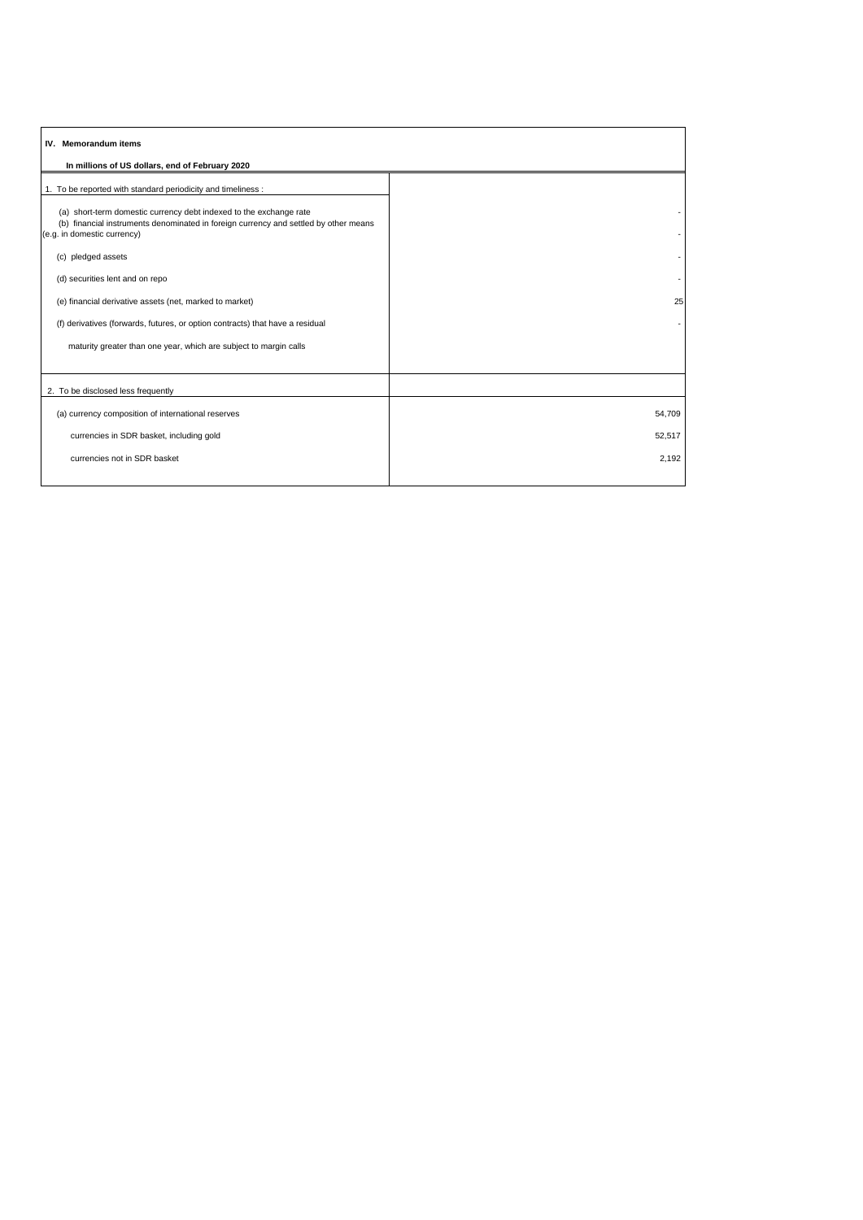| IV. Memorandum items | |
| --- | --- |
| **In millions of US dollars, end of February 2020** | |
| 1. To be reported with standard periodicity and timeliness : | |
| (a) short-term domestic currency debt indexed to the exchange rate | - |
| (b) financial instruments denominated in foreign currency and settled by other means (e.g. in domestic currency) | - |
| (c) pledged assets | - |
| (d) securities lent and on repo | - |
| (e) financial derivative assets (net, marked to market) | 25 |
| (f) derivatives (forwards, futures, or option contracts) that have a residual maturity greater than one year, which are subject to margin calls | - |
| 2. To be disclosed less frequently | |
| (a) currency composition of international reserves | 54,709 |
| currencies in SDR basket, including gold | 52,517 |
| currencies not in SDR basket | 2,192 |